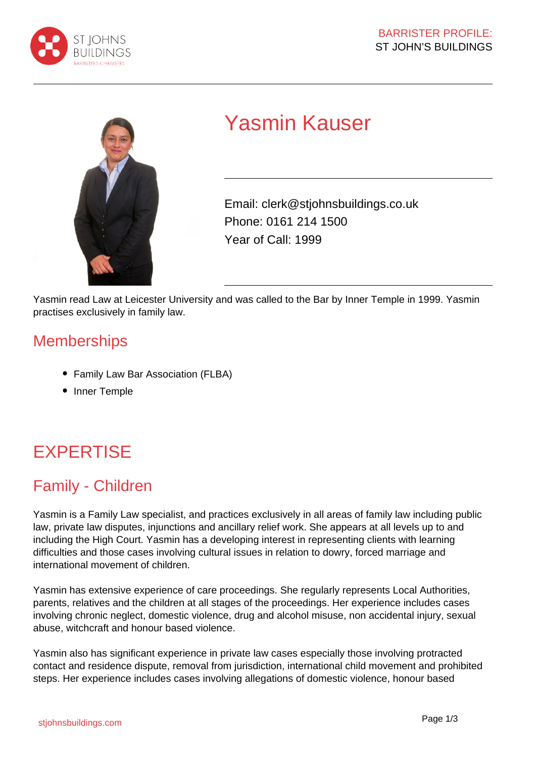# Yasmin Kauser

Email: clerk@stjohnsbuildings.co.uk
Phone: 0161 214 1500
Year of Call: 1999

Yasmin read Law at Leicester University and was called to the Bar by Inner Temple in 1999. Yasmin practises exclusively in family law.

## Memberships

- Family Law Bar Association (FLBA)
- Inner Temple

# EXPERTISE

## Family - Children

Yasmin is a Family Law specialist, and practices exclusively in all areas of family law including public law, private law disputes, injunctions and ancillary relief work. She appears at all levels up to and including the High Court. Yasmin has a developing interest in representing clients with learning difficulties and those cases involving cultural issues in relation to dowry, forced marriage and international movement of children.

Yasmin has extensive experience of care proceedings. She regularly represents Local Authorities, parents, relatives and the children at all stages of the proceedings. Her experience includes cases involving chronic neglect, domestic violence, drug and alcohol misuse, non accidental injury, sexual abuse, witchcraft and honour based violence.

Yasmin also has significant experience in private law cases especially those involving protracted contact and residence dispute, removal from jurisdiction, international child movement and prohibited steps. Her experience includes cases involving allegations of domestic violence, honour based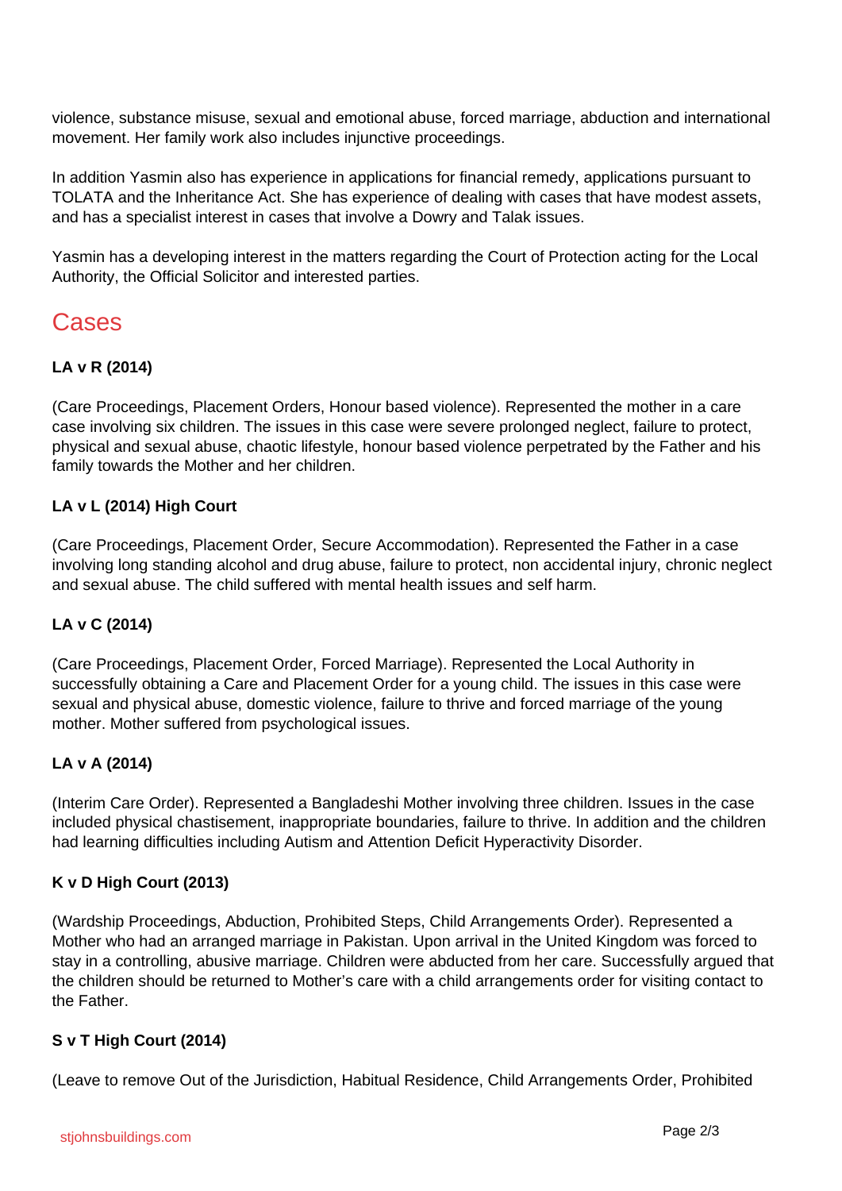violence, substance misuse, sexual and emotional abuse, forced marriage, abduction and international movement. Her family work also includes injunctive proceedings.

In addition Yasmin also has experience in applications for financial remedy, applications pursuant to TOLATA and the Inheritance Act. She has experience of dealing with cases that have modest assets, and has a specialist interest in cases that involve a Dowry and Talak issues.

Yasmin has a developing interest in the matters regarding the Court of Protection acting for the Local Authority, the Official Solicitor and interested parties.

## Cases

**LA v R (2014)**

(Care Proceedings, Placement Orders, Honour based violence). Represented the mother in a care case involving six children. The issues in this case were severe prolonged neglect, failure to protect, physical and sexual abuse, chaotic lifestyle, honour based violence perpetrated by the Father and his family towards the Mother and her children.

**LA v L (2014) High Court**

(Care Proceedings, Placement Order, Secure Accommodation). Represented the Father in a case involving long standing alcohol and drug abuse, failure to protect, non accidental injury, chronic neglect and sexual abuse. The child suffered with mental health issues and self harm.

**LA v C (2014)**

(Care Proceedings, Placement Order, Forced Marriage). Represented the Local Authority in successfully obtaining a Care and Placement Order for a young child. The issues in this case were sexual and physical abuse, domestic violence, failure to thrive and forced marriage of the young mother. Mother suffered from psychological issues.

**LA v A (2014)**

(Interim Care Order). Represented a Bangladeshi Mother involving three children. Issues in the case included physical chastisement, inappropriate boundaries, failure to thrive. In addition and the children had learning difficulties including Autism and Attention Deficit Hyperactivity Disorder.

**K v D High Court (2013)**

(Wardship Proceedings, Abduction, Prohibited Steps, Child Arrangements Order). Represented a Mother who had an arranged marriage in Pakistan. Upon arrival in the United Kingdom was forced to stay in a controlling, abusive marriage. Children were abducted from her care. Successfully argued that the children should be returned to Mother's care with a child arrangements order for visiting contact to the Father.

**S v T High Court (2014)**

(Leave to remove Out of the Jurisdiction, Habitual Residence, Child Arrangements Order, Prohibited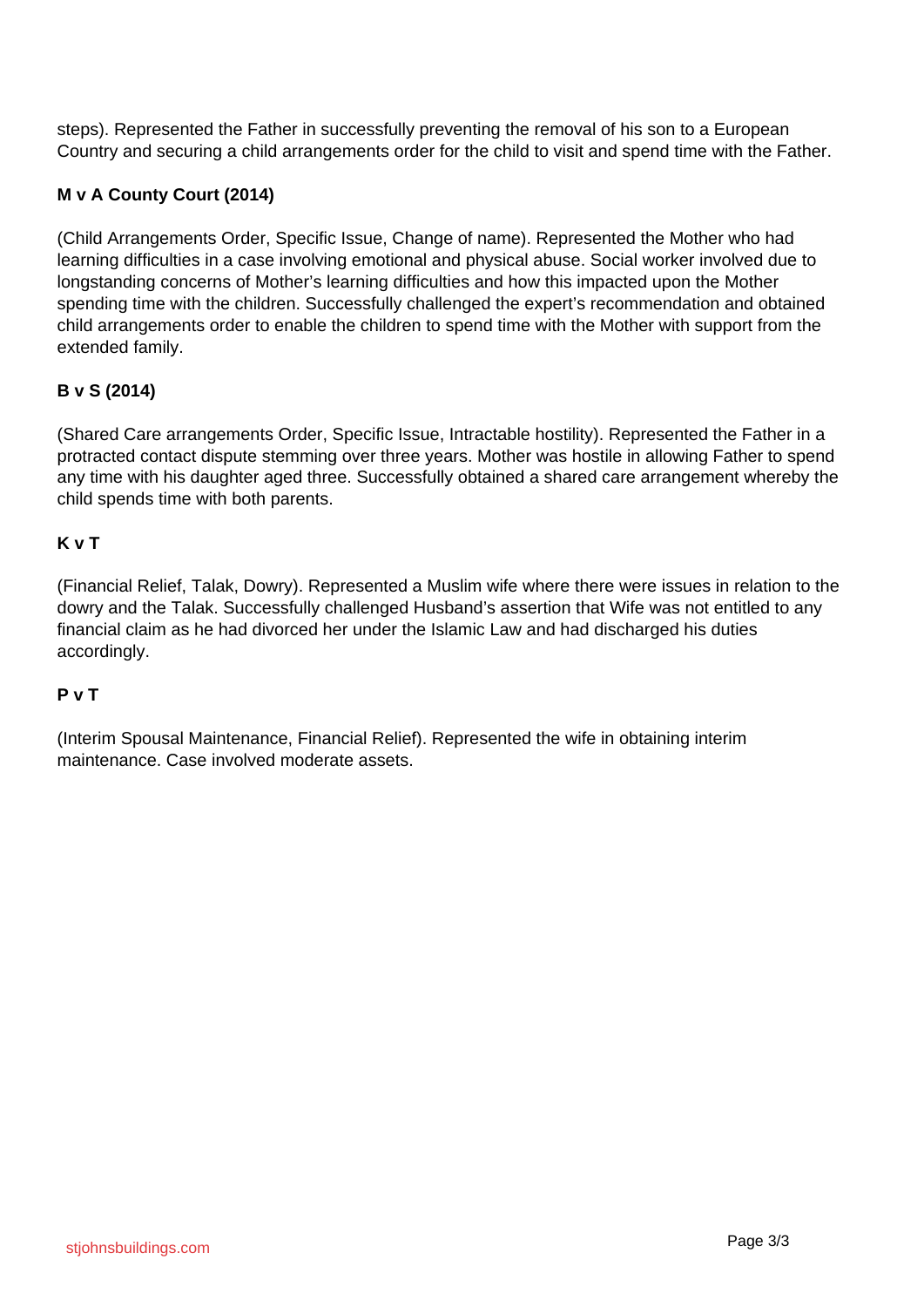steps). Represented the Father in successfully preventing the removal of his son to a European Country and securing a child arrangements order for the child to visit and spend time with the Father.

**M v A County Court (2014)**

(Child Arrangements Order, Specific Issue, Change of name). Represented the Mother who had learning difficulties in a case involving emotional and physical abuse. Social worker involved due to longstanding concerns of Mother's learning difficulties and how this impacted upon the Mother spending time with the children. Successfully challenged the expert's recommendation and obtained child arrangements order to enable the children to spend time with the Mother with support from the extended family.

**B v S (2014)**

(Shared Care arrangements Order, Specific Issue, Intractable hostility). Represented the Father in a protracted contact dispute stemming over three years. Mother was hostile in allowing Father to spend any time with his daughter aged three. Successfully obtained a shared care arrangement whereby the child spends time with both parents.

**K v T**

(Financial Relief, Talak, Dowry). Represented a Muslim wife where there were issues in relation to the dowry and the Talak. Successfully challenged Husband's assertion that Wife was not entitled to any financial claim as he had divorced her under the Islamic Law and had discharged his duties accordingly.

**P v T**

(Interim Spousal Maintenance, Financial Relief). Represented the wife in obtaining interim maintenance. Case involved moderate assets.